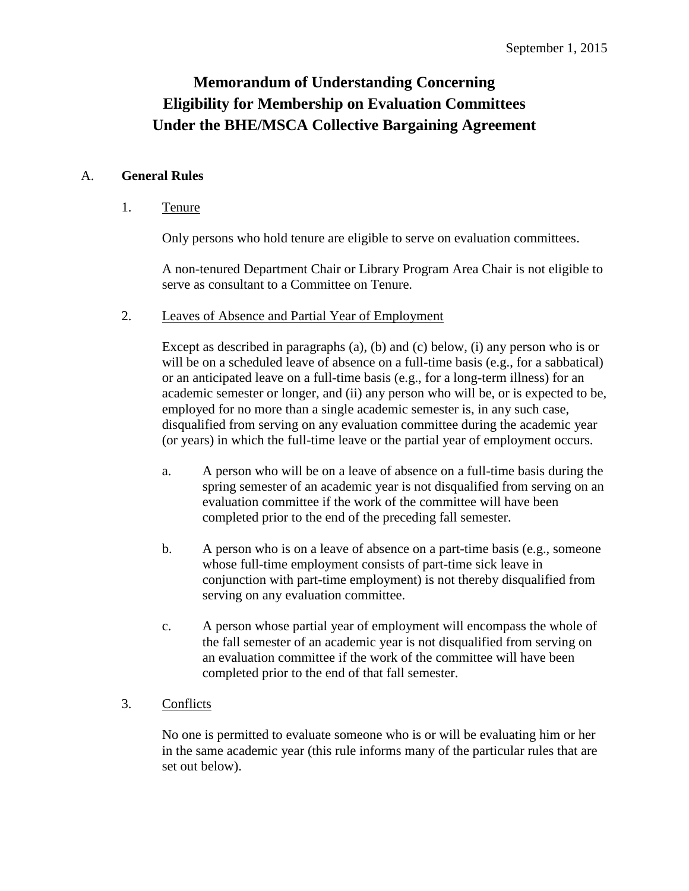September 1, 2015

# Memorandum of Understanding Concerning Eligibility for Membership on Evaluation Committees Under the BHE/MSCA Collective Bargaining Agreement

## A. General Rules

### 1. Tenure

Only persons who hold tenure are eligible to serve on evaluation committees.

A non-tenured Department Chair or Library Program Area Chair is not eligible to serve as consultant to a Committee on Tenure.

### 2. Leaves of Absence and Partial Year of Employment

Except as described in paragraphs (a), (b) and (c) below, (i) any person who is or will be on a scheduled leave of absence on a full-time basis (e.g., for a sabbatical) or an anticipated leave on a full-time basis (e.g., for a long-term illness) for an academic semester or longer, and (ii) any person who will be, or is expected to be, employed for no more than a single academic semester is, in any such case, disqualified from serving on any evaluation committee during the academic year (or years) in which the full-time leave or the partial year of employment occurs.

a. A person who will be on a leave of absence on a full-time basis during the spring semester of an academic year is not disqualified from serving on an evaluation committee if the work of the committee will have been completed prior to the end of the preceding fall semester.

b. A person who is on a leave of absence on a part-time basis (e.g., someone whose full-time employment consists of part-time sick leave in conjunction with part-time employment) is not thereby disqualified from serving on any evaluation committee.

c. A person whose partial year of employment will encompass the whole of the fall semester of an academic year is not disqualified from serving on an evaluation committee if the work of the committee will have been completed prior to the end of that fall semester.

### 3. Conflicts

No one is permitted to evaluate someone who is or will be evaluating him or her in the same academic year (this rule informs many of the particular rules that are set out below).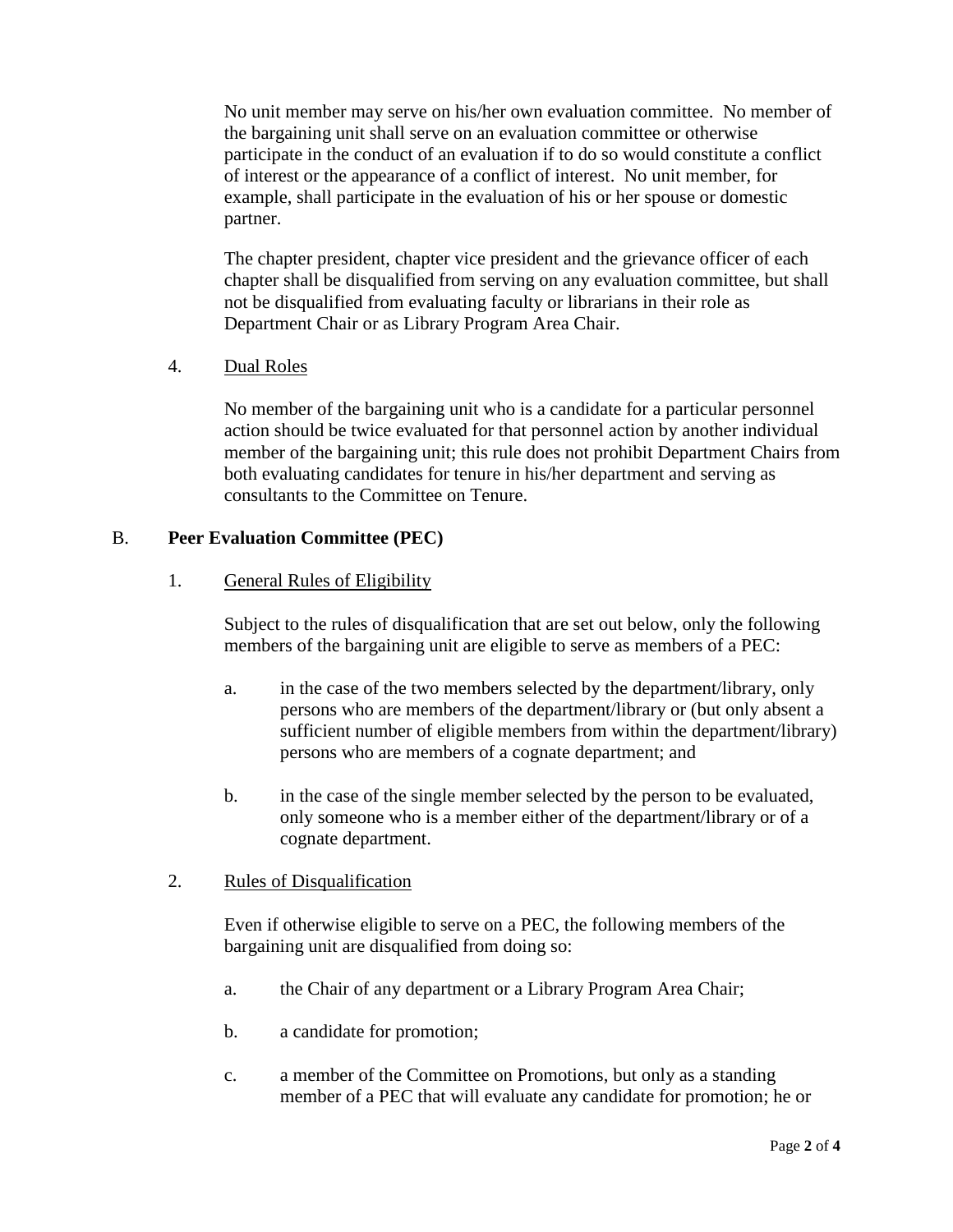No unit member may serve on his/her own evaluation committee. No member of the bargaining unit shall serve on an evaluation committee or otherwise participate in the conduct of an evaluation if to do so would constitute a conflict of interest or the appearance of a conflict of interest. No unit member, for example, shall participate in the evaluation of his or her spouse or domestic partner.

The chapter president, chapter vice president and the grievance officer of each chapter shall be disqualified from serving on any evaluation committee, but shall not be disqualified from evaluating faculty or librarians in their role as Department Chair or as Library Program Area Chair.

4. <u>Dual Roles</u>

No member of the bargaining unit who is a candidate for a particular personnel action should be twice evaluated for that personnel action by another individual member of the bargaining unit; this rule does not prohibit Department Chairs from both evaluating candidates for tenure in his/her department and serving as consultants to the Committee on Tenure.

## B. **Peer Evaluation Committee (PEC)**

1. <u>General Rules of Eligibility</u>

Subject to the rules of disqualification that are set out below, only the following members of the bargaining unit are eligible to serve as members of a PEC:

a. in the case of the two members selected by the department/library, only persons who are members of the department/library or (but only absent a sufficient number of eligible members from within the department/library) persons who are members of a cognate department; and

b. in the case of the single member selected by the person to be evaluated, only someone who is a member either of the department/library or of a cognate department.

2. <u>Rules of Disqualification</u>

Even if otherwise eligible to serve on a PEC, the following members of the bargaining unit are disqualified from doing so:

a. the Chair of any department or a Library Program Area Chair;

b. a candidate for promotion;

c. a member of the Committee on Promotions, but only as a standing member of a PEC that will evaluate any candidate for promotion; he or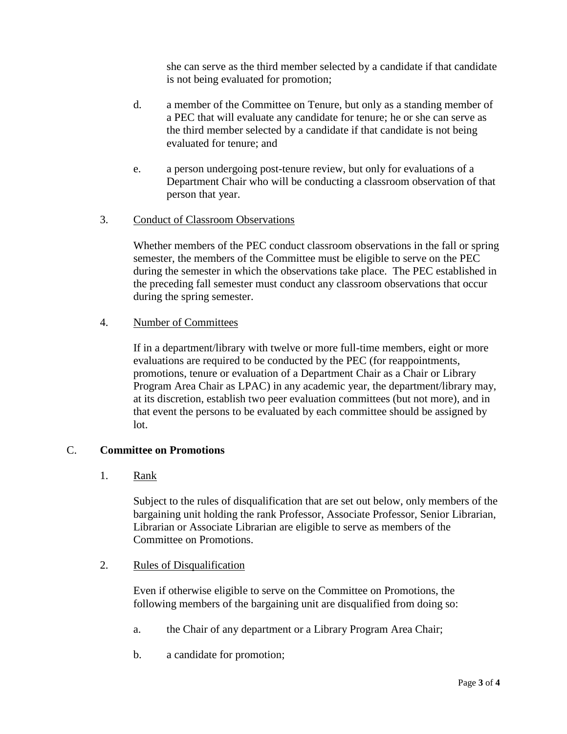she can serve as the third member selected by a candidate if that candidate is not being evaluated for promotion;

d. a member of the Committee on Tenure, but only as a standing member of a PEC that will evaluate any candidate for tenure; he or she can serve as the third member selected by a candidate if that candidate is not being evaluated for tenure; and

e. a person undergoing post-tenure review, but only for evaluations of a Department Chair who will be conducting a classroom observation of that person that year.

3. Conduct of Classroom Observations

Whether members of the PEC conduct classroom observations in the fall or spring semester, the members of the Committee must be eligible to serve on the PEC during the semester in which the observations take place. The PEC established in the preceding fall semester must conduct any classroom observations that occur during the spring semester.

4. Number of Committees

If in a department/library with twelve or more full-time members, eight or more evaluations are required to be conducted by the PEC (for reappointments, promotions, tenure or evaluation of a Department Chair as a Chair or Library Program Area Chair as LPAC) in any academic year, the department/library may, at its discretion, establish two peer evaluation committees (but not more), and in that event the persons to be evaluated by each committee should be assigned by lot.

## C. Committee on Promotions

1. Rank

Subject to the rules of disqualification that are set out below, only members of the bargaining unit holding the rank Professor, Associate Professor, Senior Librarian, Librarian or Associate Librarian are eligible to serve as members of the Committee on Promotions.

2. Rules of Disqualification

Even if otherwise eligible to serve on the Committee on Promotions, the following members of the bargaining unit are disqualified from doing so:

a. the Chair of any department or a Library Program Area Chair;

b. a candidate for promotion;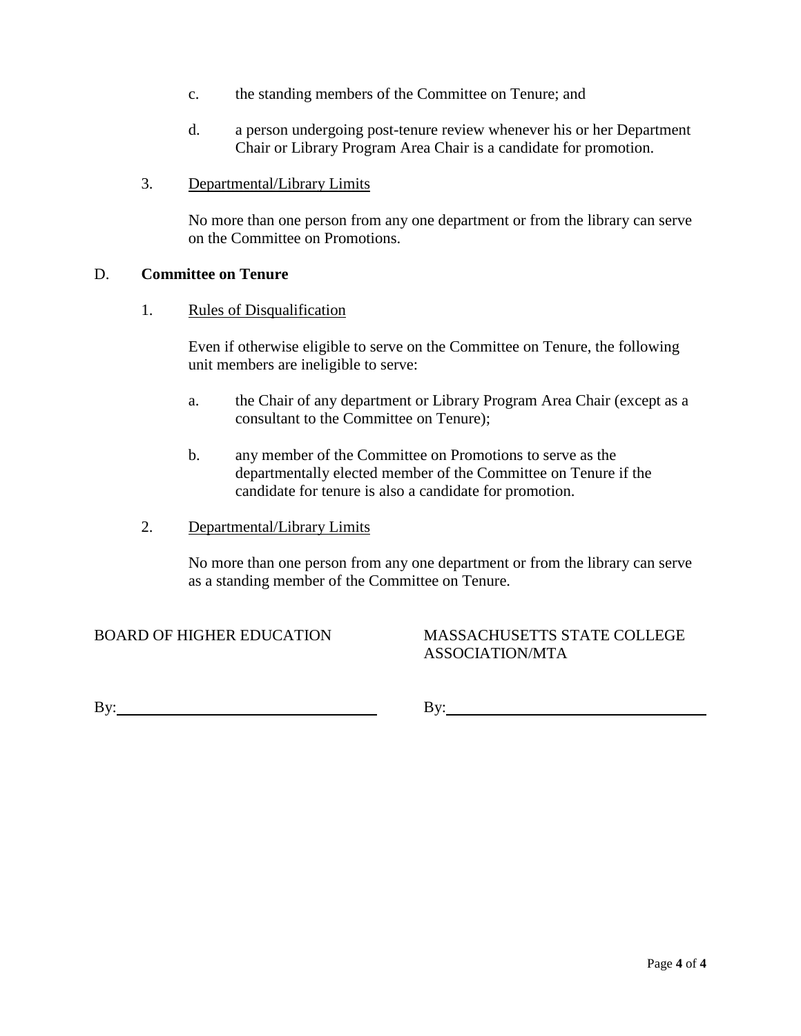c. the standing members of the Committee on Tenure; and

d. a person undergoing post-tenure review whenever his or her Department Chair or Library Program Area Chair is a candidate for promotion.

3. Departmental/Library Limits

No more than one person from any one department or from the library can serve on the Committee on Promotions.

D. **Committee on Tenure**

1. Rules of Disqualification

Even if otherwise eligible to serve on the Committee on Tenure, the following unit members are ineligible to serve:

a. the Chair of any department or Library Program Area Chair (except as a consultant to the Committee on Tenure);

b. any member of the Committee on Promotions to serve as the departmentally elected member of the Committee on Tenure if the candidate for tenure is also a candidate for promotion.

2. Departmental/Library Limits

No more than one person from any one department or from the library can serve as a standing member of the Committee on Tenure.

BOARD OF HIGHER EDUCATION

By:\_\_\_\_\_\_\_\_\_\_\_\_\_\_\_\_\_\_\_\_\_\_\_\_\_\_\_\_\_\_

MASSACHUSETTS STATE COLLEGE ASSOCIATION/MTA

By:\_\_\_\_\_\_\_\_\_\_\_\_\_\_\_\_\_\_\_\_\_\_\_\_\_\_\_\_\_\_